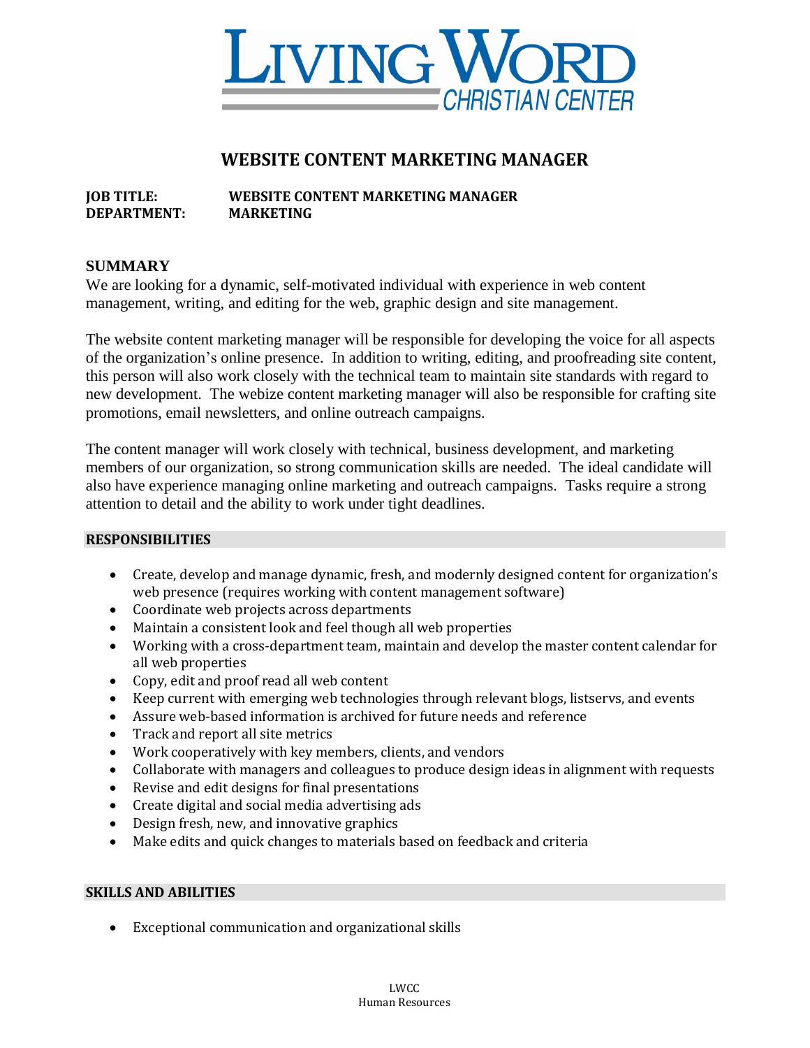LIVING WORD CHRISTIAN CENTER

# WEBSITE CONTENT MARKETING MANAGER

**JOB TITLE:** WEBSITE CONTENT MARKETING MANAGER
**DEPARTMENT:** MARKETING

## SUMMARY

We are looking for a dynamic, self-motivated individual with experience in web content management, writing, and editing for the web, graphic design and site management.

The website content marketing manager will be responsible for developing the voice for all aspects of the organization's online presence. In addition to writing, editing, and proofreading site content, this person will also work closely with the technical team to maintain site standards with regard to new development. The webize content marketing manager will also be responsible for crafting site promotions, email newsletters, and online outreach campaigns.

The content manager will work closely with technical, business development, and marketing members of our organization, so strong communication skills are needed. The ideal candidate will also have experience managing online marketing and outreach campaigns. Tasks require a strong attention to detail and the ability to work under tight deadlines.

## RESPONSIBILITIES

- Create, develop and manage dynamic, fresh, and modernly designed content for organization's web presence (requires working with content management software)
- Coordinate web projects across departments
- Maintain a consistent look and feel though all web properties
- Working with a cross-department team, maintain and develop the master content calendar for all web properties
- Copy, edit and proof read all web content
- Keep current with emerging web technologies through relevant blogs, listservs, and events
- Assure web-based information is archived for future needs and reference
- Track and report all site metrics
- Work cooperatively with key members, clients, and vendors
- Collaborate with managers and colleagues to produce design ideas in alignment with requests
- Revise and edit designs for final presentations
- Create digital and social media advertising ads
- Design fresh, new, and innovative graphics
- Make edits and quick changes to materials based on feedback and criteria

## SKILLS AND ABILITIES

- Exceptional communication and organizational skills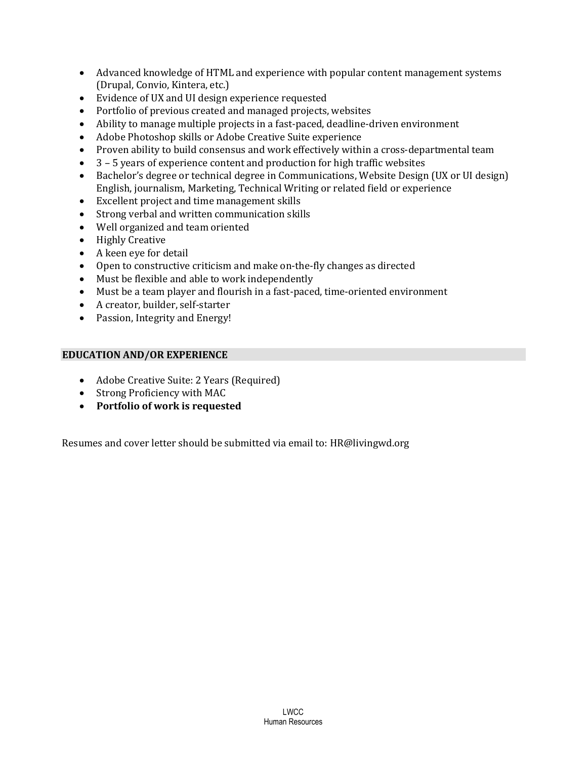- Advanced knowledge of HTML and experience with popular content management systems (Drupal, Convio, Kintera, etc.)
- Evidence of UX and UI design experience requested
- Portfolio of previous created and managed projects, websites
- Ability to manage multiple projects in a fast-paced, deadline-driven environment
- Adobe Photoshop skills or Adobe Creative Suite experience
- Proven ability to build consensus and work effectively within a cross-departmental team
- 3 – 5 years of experience content and production for high traffic websites
- Bachelor's degree or technical degree in Communications, Website Design (UX or UI design) English, journalism, Marketing, Technical Writing or related field or experience
- Excellent project and time management skills
- Strong verbal and written communication skills
- Well organized and team oriented
- Highly Creative
- A keen eye for detail
- Open to constructive criticism and make on-the-fly changes as directed
- Must be flexible and able to work independently
- Must be a team player and flourish in a fast-paced, time-oriented environment
- A creator, builder, self-starter
- Passion, Integrity and Energy!

## EDUCATION AND/OR EXPERIENCE

- Adobe Creative Suite: 2 Years (Required)
- Strong Proficiency with MAC
- **Portfolio of work is requested**

Resumes and cover letter should be submitted via email to: HR@livingwd.org